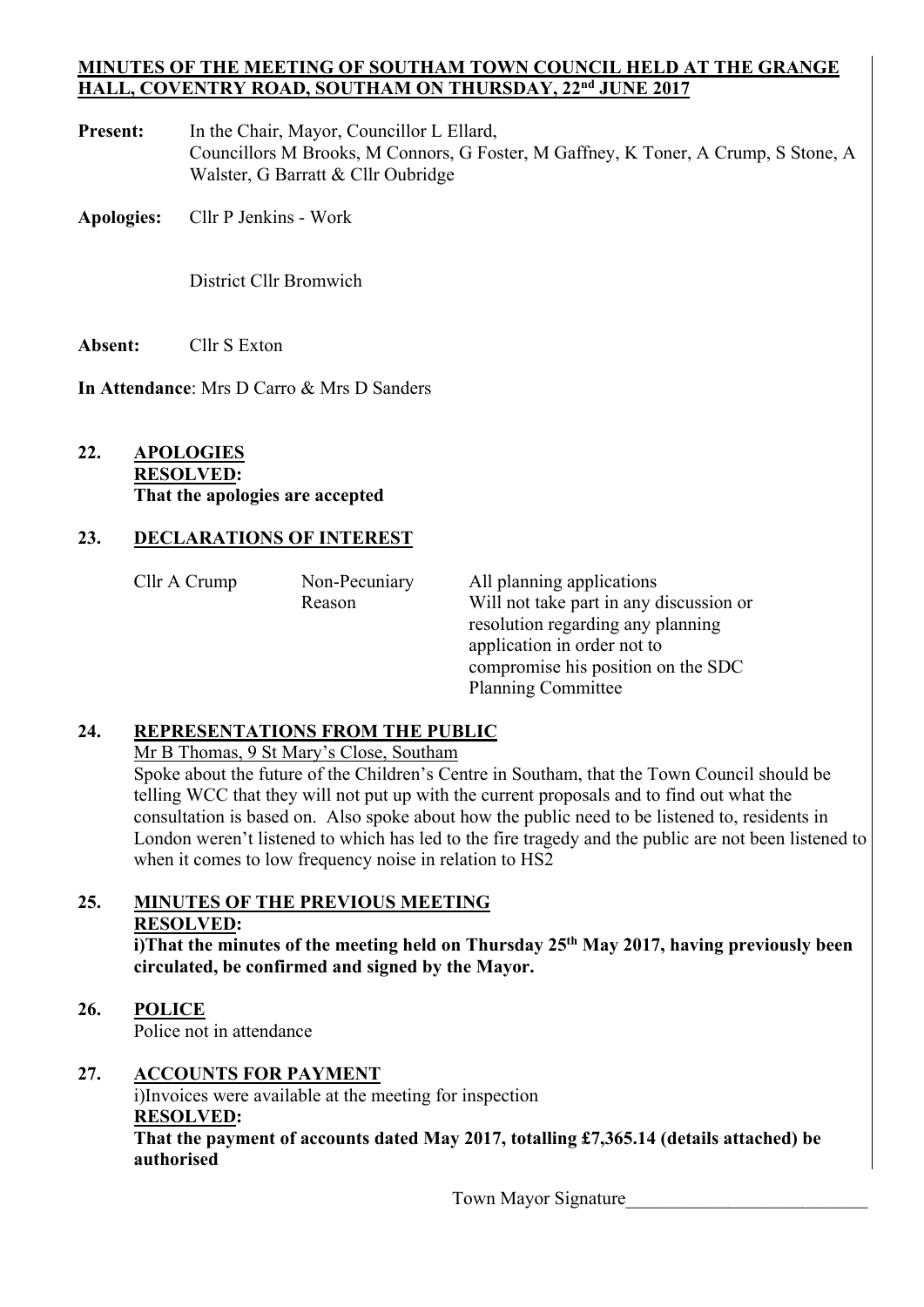**MINUTES OF THE MEETING OF SOUTHAM TOWN COUNCIL HELD AT THE GRANGE HALL, COVENTRY ROAD, SOUTHAM ON THURSDAY, 22nd JUNE 2017**

**Present:** In the Chair, Mayor, Councillor L Ellard, Councillors M Brooks, M Connors, G Foster, M Gaffney, K Toner, A Crump, S Stone, A Walster, G Barratt & Cllr Oubridge

**Apologies:** Cllr P Jenkins - Work

District Cllr Bromwich

**Absent:** Cllr S Exton

**In Attendance**: Mrs D Carro & Mrs D Sanders

## 22. APOLOGIES

**RESOLVED:**
**That the apologies are accepted**

## 23. DECLARATIONS OF INTEREST

| | | |
|---|---|---|
| Cllr A Crump | Non-Pecuniary | All planning applications |
| | Reason | Will not take part in any discussion or resolution regarding any planning application in order not to compromise his position on the SDC Planning Committee |

## 24. REPRESENTATIONS FROM THE PUBLIC

Mr B Thomas, 9 St Mary's Close, Southam

Spoke about the future of the Children's Centre in Southam, that the Town Council should be telling WCC that they will not put up with the current proposals and to find out what the consultation is based on. Also spoke about how the public need to be listened to, residents in London weren't listened to which has led to the fire tragedy and the public are not been listened to when it comes to low frequency noise in relation to HS2

## 25. MINUTES OF THE PREVIOUS MEETING

**RESOLVED:**
**i)That the minutes of the meeting held on Thursday 25th May 2017, having previously been circulated, be confirmed and signed by the Mayor.**

## 26. POLICE

Police not in attendance

## 27. ACCOUNTS FOR PAYMENT

i)Invoices were available at the meeting for inspection

**RESOLVED:**
**That the payment of accounts dated May 2017, totalling £7,365.14 (details attached) be authorised**

Town Mayor Signature__________________________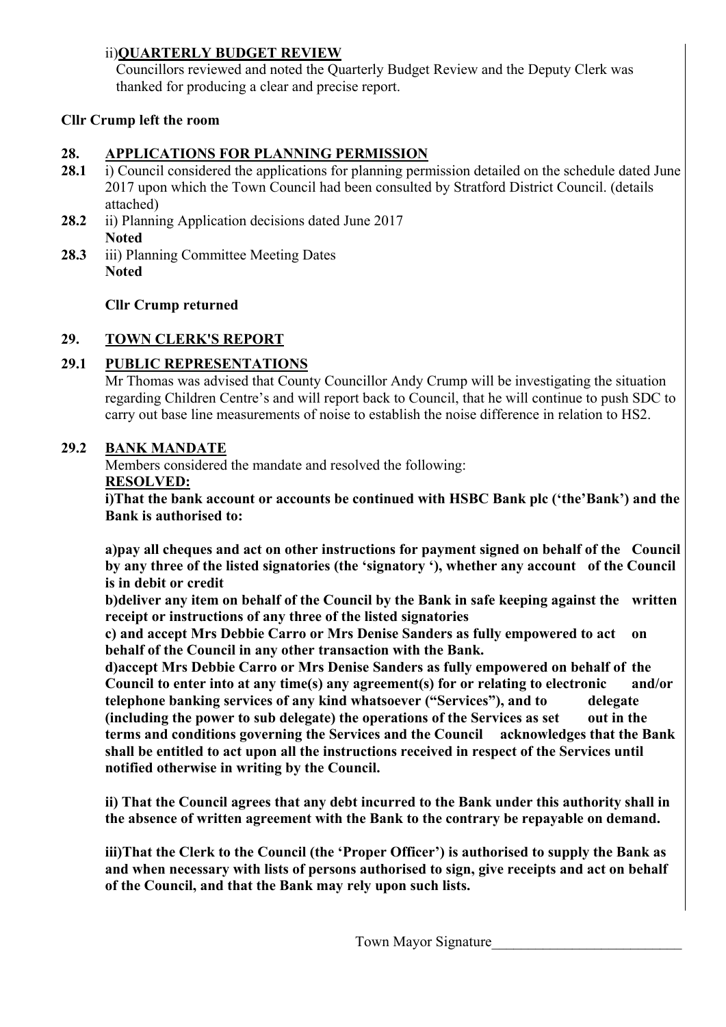ii) **QUARTERLY BUDGET REVIEW**

Councillors reviewed and noted the Quarterly Budget Review and the Deputy Clerk was thanked for producing a clear and precise report.

**Cllr Crump left the room**

## 28. APPLICATIONS FOR PLANNING PERMISSION

**28.1** i) Council considered the applications for planning permission detailed on the schedule dated June 2017 upon which the Town Council had been consulted by Stratford District Council. (details attached)

**28.2** ii) Planning Application decisions dated June 2017
**Noted**

**28.3** iii) Planning Committee Meeting Dates
**Noted**

**Cllr Crump returned**

## 29. TOWN CLERK'S REPORT

### 29.1 PUBLIC REPRESENTATIONS

Mr Thomas was advised that County Councillor Andy Crump will be investigating the situation regarding Children Centre's and will report back to Council, that he will continue to push SDC to carry out base line measurements of noise to establish the noise difference in relation to HS2.

### 29.2 BANK MANDATE

Members considered the mandate and resolved the following:

**RESOLVED:**

**i)That the bank account or accounts be continued with HSBC Bank plc ('the'Bank') and the Bank is authorised to:**

**a)pay all cheques and act on other instructions for payment signed on behalf of the Council by any three of the listed signatories (the 'signatory '), whether any account of the Council is in debit or credit**

**b)deliver any item on behalf of the Council by the Bank in safe keeping against the written receipt or instructions of any three of the listed signatories**

**c) and accept Mrs Debbie Carro or Mrs Denise Sanders as fully empowered to act on behalf of the Council in any other transaction with the Bank.**

**d)accept Mrs Debbie Carro or Mrs Denise Sanders as fully empowered on behalf of the Council to enter into at any time(s) any agreement(s) for or relating to electronic and/or telephone banking services of any kind whatsoever ("Services"), and to delegate (including the power to sub delegate) the operations of the Services as set out in the terms and conditions governing the Services and the Council acknowledges that the Bank shall be entitled to act upon all the instructions received in respect of the Services until notified otherwise in writing by the Council.**

**ii) That the Council agrees that any debt incurred to the Bank under this authority shall in the absence of written agreement with the Bank to the contrary be repayable on demand.**

**iii)That the Clerk to the Council (the 'Proper Officer') is authorised to supply the Bank as and when necessary with lists of persons authorised to sign, give receipts and act on behalf of the Council, and that the Bank may rely upon such lists.**

Town Mayor Signature\_\_\_\_\_\_\_\_\_\_\_\_\_\_\_\_\_\_\_\_\_\_\_\_\_\_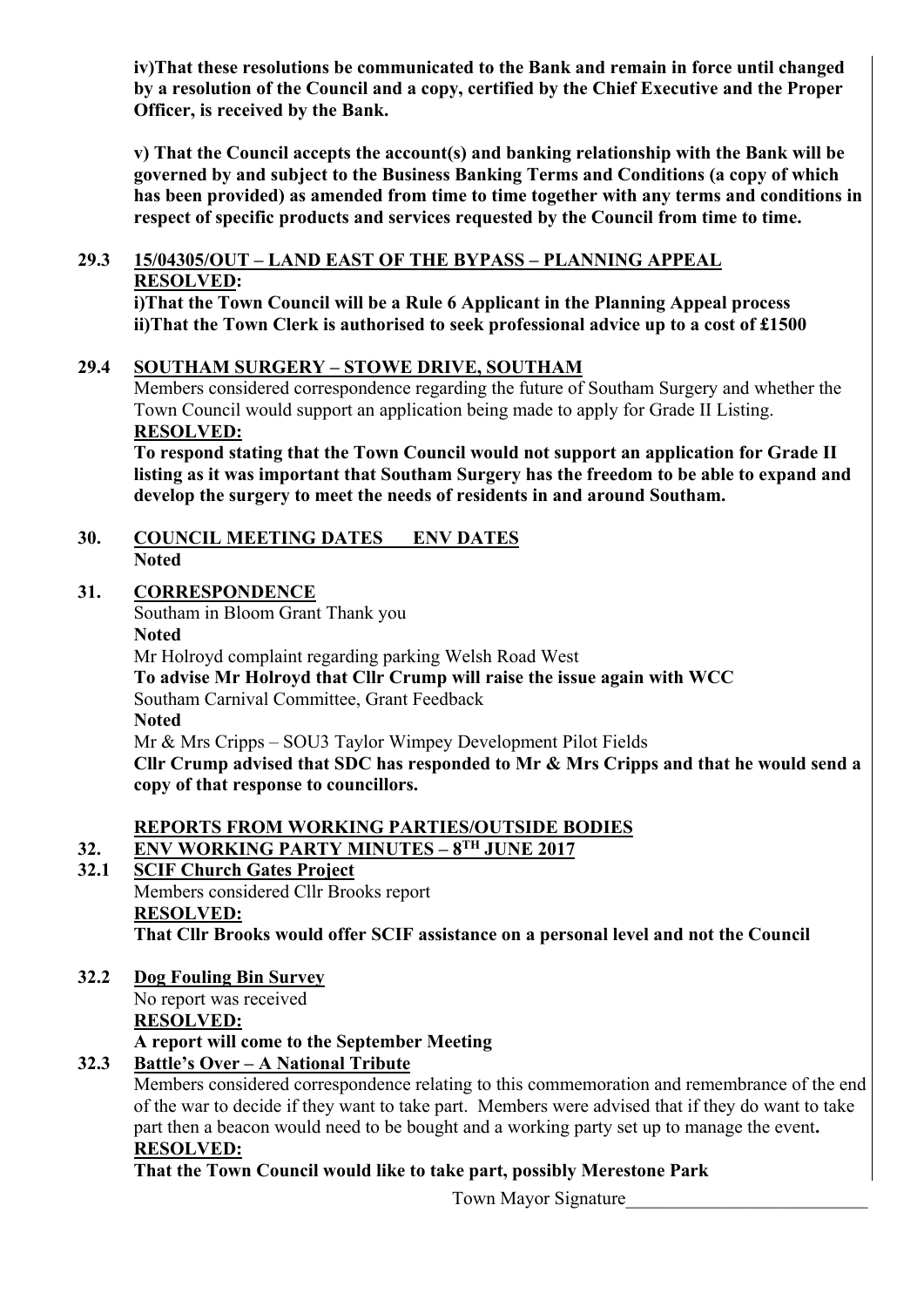**iv)That these resolutions be communicated to the Bank and remain in force until changed by a resolution of the Council and a copy, certified by the Chief Executive and the Proper Officer, is received by the Bank.**

**v) That the Council accepts the account(s) and banking relationship with the Bank will be governed by and subject to the Business Banking Terms and Conditions (a copy of which has been provided) as amended from time to time together with any terms and conditions in respect of specific products and services requested by the Council from time to time.**

**29.3 15/04305/OUT – LAND EAST OF THE BYPASS – PLANNING APPEAL**

**RESOLVED:**

**i)That the Town Council will be a Rule 6 Applicant in the Planning Appeal process**
**ii)That the Town Clerk is authorised to seek professional advice up to a cost of £1500**

**29.4 SOUTHAM SURGERY – STOWE DRIVE, SOUTHAM**

Members considered correspondence regarding the future of Southam Surgery and whether the Town Council would support an application being made to apply for Grade II Listing.

**RESOLVED:**

**To respond stating that the Town Council would not support an application for Grade II listing as it was important that Southam Surgery has the freedom to be able to expand and develop the surgery to meet the needs of residents in and around Southam.**

**30. COUNCIL MEETING DATES ENV DATES**

**Noted**

**31. CORRESPONDENCE**

Southam in Bloom Grant Thank you
**Noted**
Mr Holroyd complaint regarding parking Welsh Road West
**To advise Mr Holroyd that Cllr Crump will raise the issue again with WCC**
Southam Carnival Committee, Grant Feedback
**Noted**
Mr & Mrs Cripps – SOU3 Taylor Wimpey Development Pilot Fields
**Cllr Crump advised that SDC has responded to Mr & Mrs Cripps and that he would send a copy of that response to councillors.**

**REPORTS FROM WORKING PARTIES/OUTSIDE BODIES**

**32. ENV WORKING PARTY MINUTES – 8TH JUNE 2017**

**32.1 SCIF Church Gates Project**

Members considered Cllr Brooks report

**RESOLVED:**

**That Cllr Brooks would offer SCIF assistance on a personal level and not the Council**

**32.2 Dog Fouling Bin Survey**

No report was received

**RESOLVED:**

**A report will come to the September Meeting**

**32.3 Battle's Over – A National Tribute**

Members considered correspondence relating to this commemoration and remembrance of the end of the war to decide if they want to take part. Members were advised that if they do want to take part then a beacon would need to be bought and a working party set up to manage the event**.**

**RESOLVED:**

**That the Town Council would like to take part, possibly Merestone Park**

Town Mayor Signature___________________________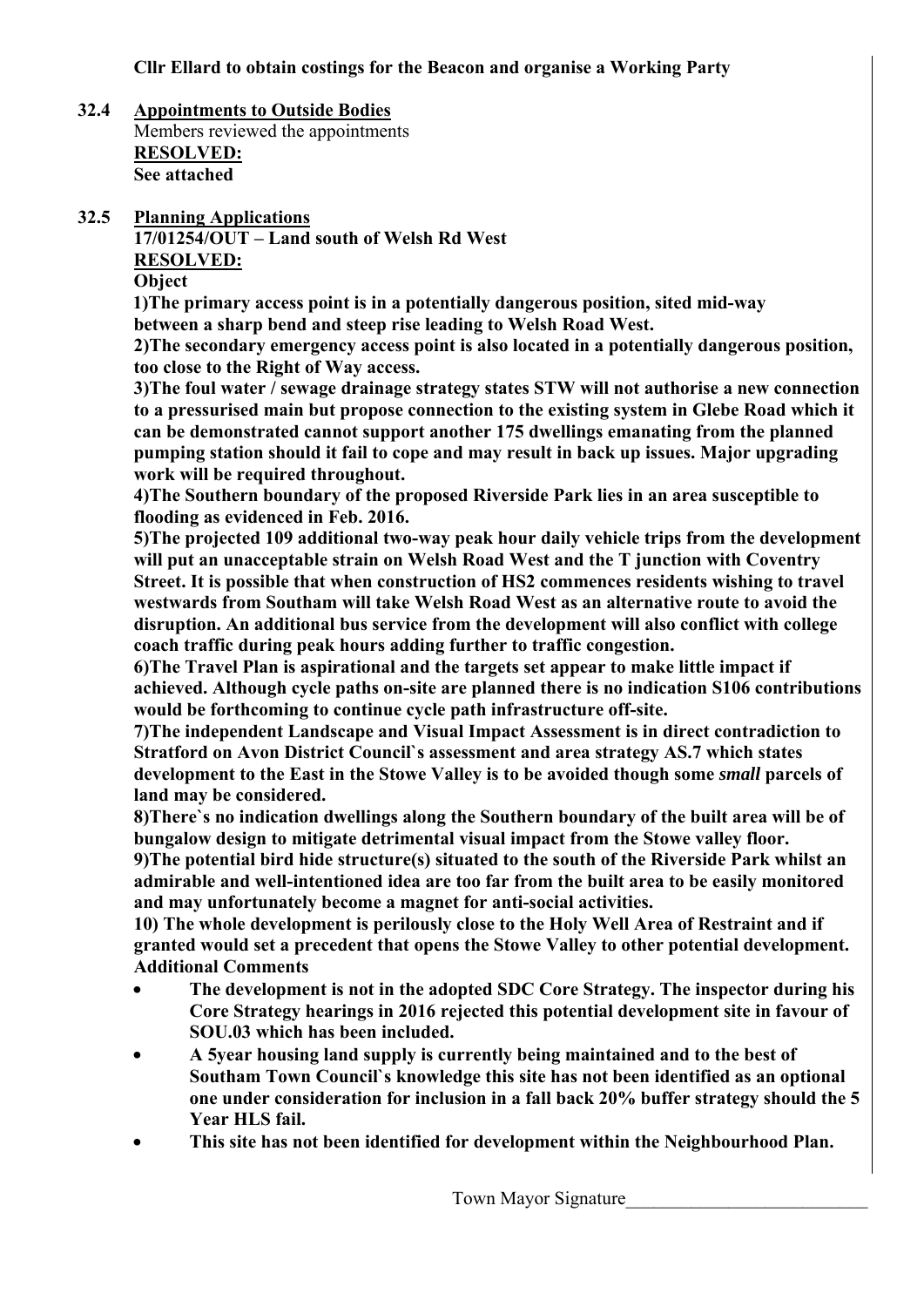**Cllr Ellard to obtain costings for the Beacon and organise a Working Party**

**32.4 Appointments to Outside Bodies**

Members reviewed the appointments

**RESOLVED:**

**See attached**

**32.5 Planning Applications**

**17/01254/OUT – Land south of Welsh Rd West**

**RESOLVED:**

**Object**

**1)The primary access point is in a potentially dangerous position, sited mid-way between a sharp bend and steep rise leading to Welsh Road West.**

**2)The secondary emergency access point is also located in a potentially dangerous position, too close to the Right of Way access.**

**3)The foul water / sewage drainage strategy states STW will not authorise a new connection to a pressurised main but propose connection to the existing system in Glebe Road which it can be demonstrated cannot support another 175 dwellings emanating from the planned pumping station should it fail to cope and may result in back up issues. Major upgrading work will be required throughout.**

**4)The Southern boundary of the proposed Riverside Park lies in an area susceptible to flooding as evidenced in Feb. 2016.**

**5)The projected 109 additional two-way peak hour daily vehicle trips from the development will put an unacceptable strain on Welsh Road West and the T junction with Coventry Street. It is possible that when construction of HS2 commences residents wishing to travel westwards from Southam will take Welsh Road West as an alternative route to avoid the disruption. An additional bus service from the development will also conflict with college coach traffic during peak hours adding further to traffic congestion.**

**6)The Travel Plan is aspirational and the targets set appear to make little impact if achieved. Although cycle paths on-site are planned there is no indication S106 contributions would be forthcoming to continue cycle path infrastructure off-site.**

**7)The independent Landscape and Visual Impact Assessment is in direct contradiction to Stratford on Avon District Council`s assessment and area strategy AS.7 which states development to the East in the Stowe Valley is to be avoided though some *small* parcels of land may be considered.**

**8)There`s no indication dwellings along the Southern boundary of the built area will be of bungalow design to mitigate detrimental visual impact from the Stowe valley floor.**

**9)The potential bird hide structure(s) situated to the south of the Riverside Park whilst an admirable and well-intentioned idea are too far from the built area to be easily monitored and may unfortunately become a magnet for anti-social activities.**

**10) The whole development is perilously close to the Holy Well Area of Restraint and if granted would set a precedent that opens the Stowe Valley to other potential development.**

**Additional Comments**

- **The development is not in the adopted SDC Core Strategy. The inspector during his Core Strategy hearings in 2016 rejected this potential development site in favour of SOU.03 which has been included.**
- **A 5year housing land supply is currently being maintained and to the best of Southam Town Council`s knowledge this site has not been identified as an optional one under consideration for inclusion in a fall back 20% buffer strategy should the 5 Year HLS fail.**
- **This site has not been identified for development within the Neighbourhood Plan.**

Town Mayor Signature__________________________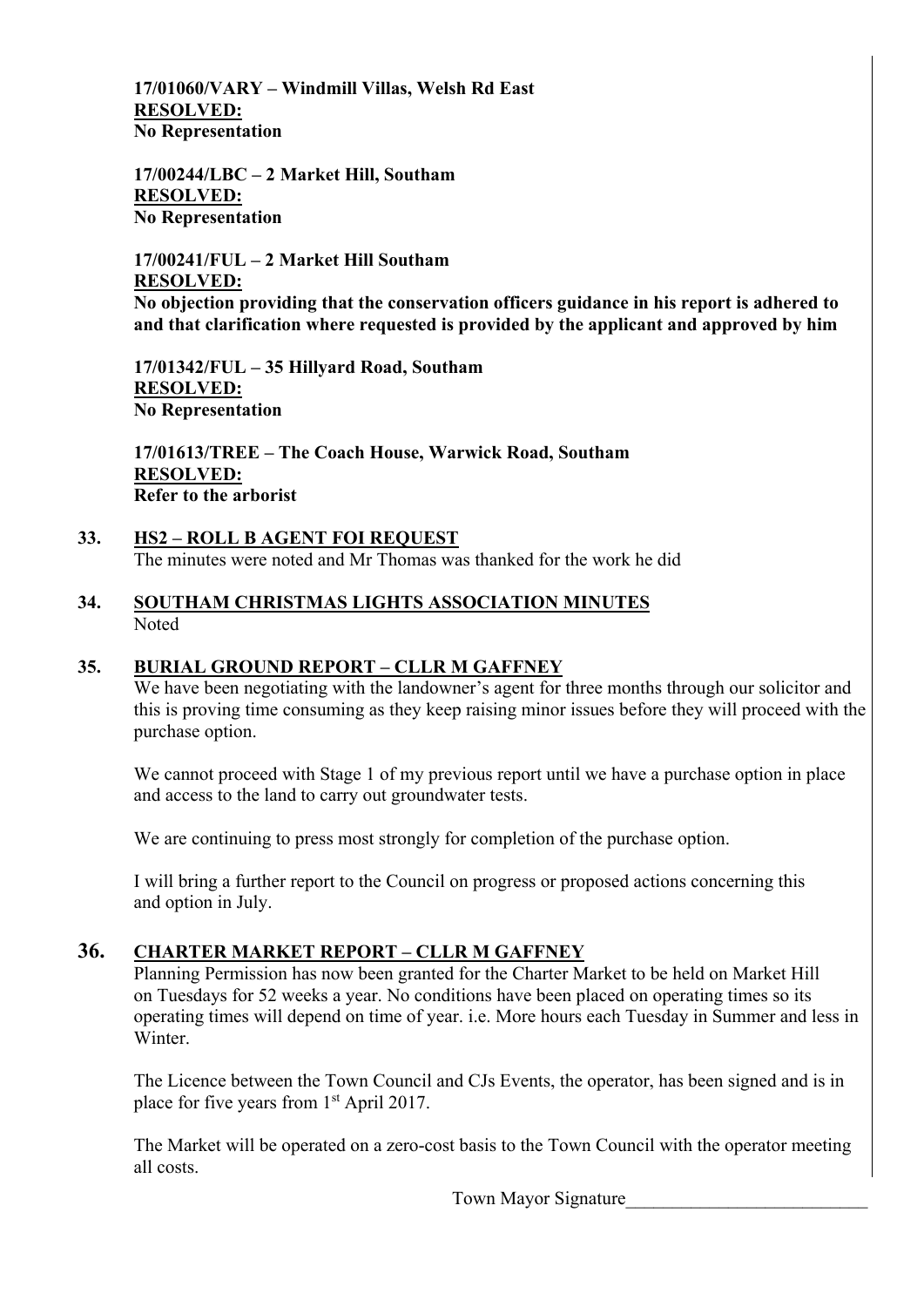**17/01060/VARY – Windmill Villas, Welsh Rd East**
**RESOLVED:**
**No Representation**

**17/00244/LBC – 2 Market Hill, Southam**
**RESOLVED:**
**No Representation**

**17/00241/FUL – 2 Market Hill Southam**
**RESOLVED:**
**No objection providing that the conservation officers guidance in his report is adhered to and that clarification where requested is provided by the applicant and approved by him**

**17/01342/FUL – 35 Hillyard Road, Southam**
**RESOLVED:**
**No Representation**

**17/01613/TREE – The Coach House, Warwick Road, Southam**
**RESOLVED:**
**Refer to the arborist**

**33. HS2 – ROLL B AGENT FOI REQUEST**

The minutes were noted and Mr Thomas was thanked for the work he did

**34. SOUTHAM CHRISTMAS LIGHTS ASSOCIATION MINUTES**

Noted

**35. BURIAL GROUND REPORT – CLLR M GAFFNEY**

We have been negotiating with the landowner's agent for three months through our solicitor and this is proving time consuming as they keep raising minor issues before they will proceed with the purchase option.

We cannot proceed with Stage 1 of my previous report until we have a purchase option in place and access to the land to carry out groundwater tests.

We are continuing to press most strongly for completion of the purchase option.

I will bring a further report to the Council on progress or proposed actions concerning this and option in July.

**36. CHARTER MARKET REPORT – CLLR M GAFFNEY**

Planning Permission has now been granted for the Charter Market to be held on Market Hill on Tuesdays for 52 weeks a year. No conditions have been placed on operating times so its operating times will depend on time of year. i.e. More hours each Tuesday in Summer and less in Winter.

The Licence between the Town Council and CJs Events, the operator, has been signed and is in place for five years from 1st April 2017.

The Market will be operated on a zero-cost basis to the Town Council with the operator meeting all costs.

Town Mayor Signature__________________________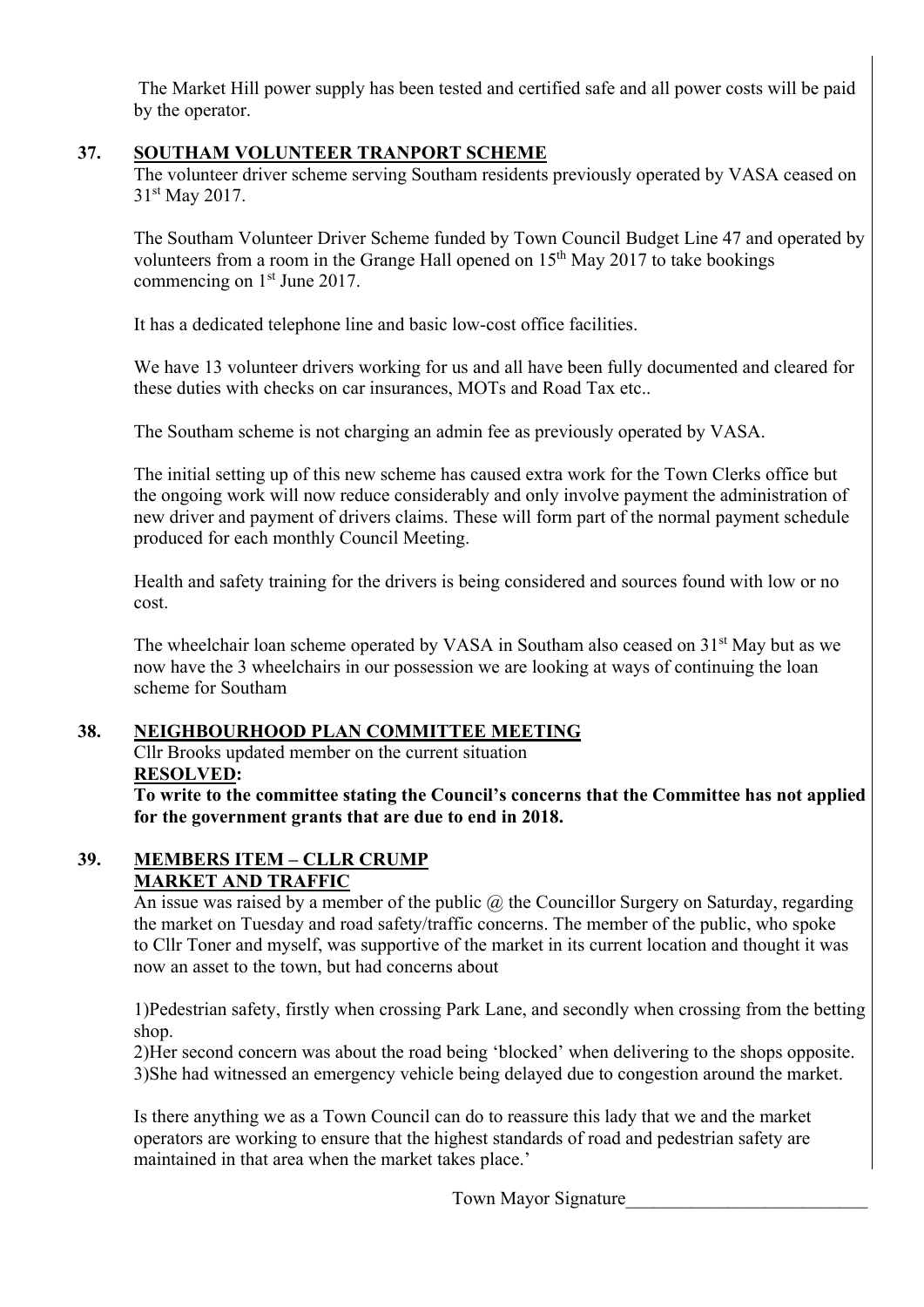The Market Hill power supply has been tested and certified safe and all power costs will be paid by the operator.

**37. SOUTHAM VOLUNTEER TRANPORT SCHEME**

The volunteer driver scheme serving Southam residents previously operated by VASA ceased on 31st May 2017.

The Southam Volunteer Driver Scheme funded by Town Council Budget Line 47 and operated by volunteers from a room in the Grange Hall opened on 15th May 2017 to take bookings commencing on 1st June 2017.

It has a dedicated telephone line and basic low-cost office facilities.

We have 13 volunteer drivers working for us and all have been fully documented and cleared for these duties with checks on car insurances, MOTs and Road Tax etc..

The Southam scheme is not charging an admin fee as previously operated by VASA.

The initial setting up of this new scheme has caused extra work for the Town Clerks office but the ongoing work will now reduce considerably and only involve payment the administration of new driver and payment of drivers claims. These will form part of the normal payment schedule produced for each monthly Council Meeting.

Health and safety training for the drivers is being considered and sources found with low or no cost.

The wheelchair loan scheme operated by VASA in Southam also ceased on 31st May but as we now have the 3 wheelchairs in our possession we are looking at ways of continuing the loan scheme for Southam

**38. NEIGHBOURHOOD PLAN COMMITTEE MEETING**

Cllr Brooks updated member on the current situation

**RESOLVED:**

**To write to the committee stating the Council's concerns that the Committee has not applied for the government grants that are due to end in 2018.**

**39. MEMBERS ITEM – CLLR CRUMP**
**MARKET AND TRAFFIC**

An issue was raised by a member of the public @ the Councillor Surgery on Saturday, regarding the market on Tuesday and road safety/traffic concerns. The member of the public, who spoke to Cllr Toner and myself, was supportive of the market in its current location and thought it was now an asset to the town, but had concerns about

1)Pedestrian safety, firstly when crossing Park Lane, and secondly when crossing from the betting shop.
2)Her second concern was about the road being 'blocked' when delivering to the shops opposite.
3)She had witnessed an emergency vehicle being delayed due to congestion around the market.

Is there anything we as a Town Council can do to reassure this lady that we and the market operators are working to ensure that the highest standards of road and pedestrian safety are maintained in that area when the market takes place.'

Town Mayor Signature___________________________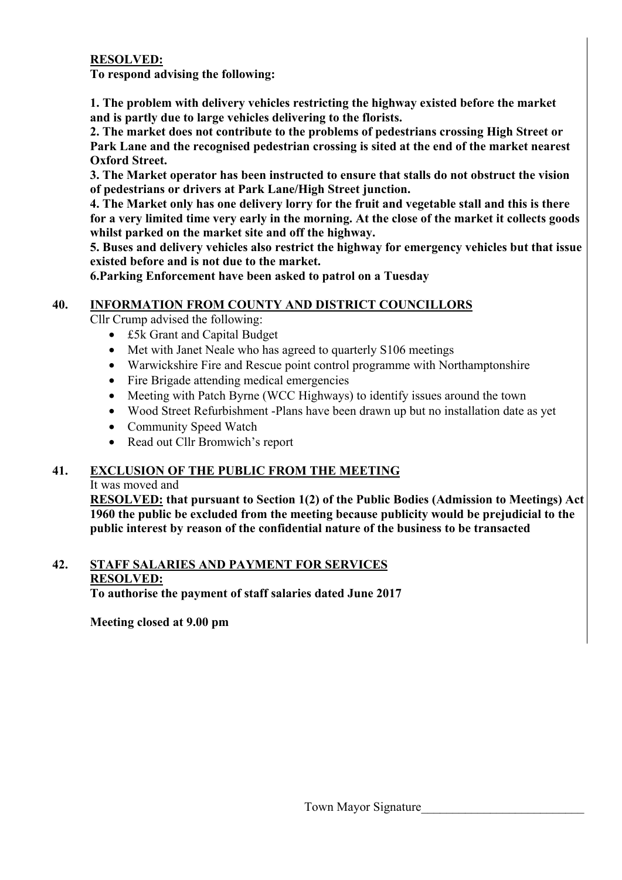**RESOLVED:**

**To respond advising the following:**

**1. The problem with delivery vehicles restricting the highway existed before the market and is partly due to large vehicles delivering to the florists.**
**2. The market does not contribute to the problems of pedestrians crossing High Street or Park Lane and the recognised pedestrian crossing is sited at the end of the market nearest Oxford Street.**
**3. The Market operator has been instructed to ensure that stalls do not obstruct the vision of pedestrians or drivers at Park Lane/High Street junction.**
**4. The Market only has one delivery lorry for the fruit and vegetable stall and this is there for a very limited time very early in the morning. At the close of the market it collects goods whilst parked on the market site and off the highway.**
**5. Buses and delivery vehicles also restrict the highway for emergency vehicles but that issue existed before and is not due to the market.**
**6.Parking Enforcement have been asked to patrol on a Tuesday**

## 40. INFORMATION FROM COUNTY AND DISTRICT COUNCILLORS

Cllr Crump advised the following:

- £5k Grant and Capital Budget
- Met with Janet Neale who has agreed to quarterly S106 meetings
- Warwickshire Fire and Rescue point control programme with Northamptonshire
- Fire Brigade attending medical emergencies
- Meeting with Patch Byrne (WCC Highways) to identify issues around the town
- Wood Street Refurbishment -Plans have been drawn up but no installation date as yet
- Community Speed Watch
- Read out Cllr Bromwich's report

## 41. EXCLUSION OF THE PUBLIC FROM THE MEETING

It was moved and

**RESOLVED: that pursuant to Section 1(2) of the Public Bodies (Admission to Meetings) Act 1960 the public be excluded from the meeting because publicity would be prejudicial to the public interest by reason of the confidential nature of the business to be transacted**

## 42. STAFF SALARIES AND PAYMENT FOR SERVICES

**RESOLVED:**

**To authorise the payment of staff salaries dated June 2017**

**Meeting closed at 9.00 pm**

Town Mayor Signature\_\_\_\_\_\_\_\_\_\_\_\_\_\_\_\_\_\_\_\_\_\_\_\_\_\_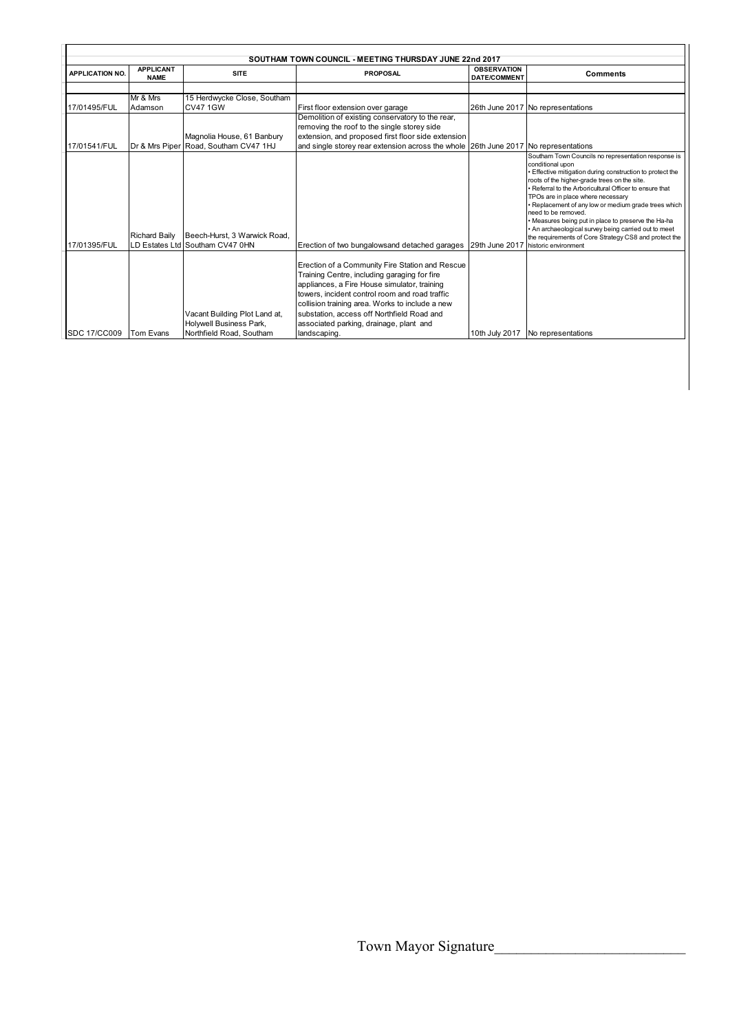| SOUTHAM TOWN COUNCIL - MEETING THURSDAY JUNE 22nd 2017 | | | | | |
|---|---|---|---|---|---|
| **APPLICATION NO.** | **APPLICANT NAME** | **SITE** | **PROPOSAL** | **OBSERVATION DATE/COMMENT** | **Comments** |
| 17/01495/FUL | Mr & Mrs Adamson | 15 Herdwycke Close, Southam CV47 1GW | First floor extension over garage | 26th June 2017 | No representations |
| 17/01541/FUL | Dr & Mrs Piper | Magnolia House, 61 Banbury Road, Southam CV47 1HJ | Demolition of existing conservatory to the rear, removing the roof to the single storey side extension, and proposed first floor side extension and single storey rear extension across the whole | 26th June 2017 | No representations |
| 17/01395/FUL | Richard Baily LD Estates Ltd | Beech-Hurst, 3 Warwick Road, Southam CV47 0HN | Erection of two bungalowsand detached garages | 29th June 2017 | Southam Town Councils no representation response is conditional upon<br>• Effective mitigation during construction to protect the roots of the higher-grade trees on the site.<br>• Referral to the Arboricultural Officer to ensure that TPOs are in place where necessary<br>• Replacement of any low or medium grade trees which need to be removed.<br>• Measures being put in place to preserve the Ha-ha<br>• An archaeological survey being carried out to meet the requirements of Core Strategy CS8 and protect the historic environment |
| SDC 17/CC009 | Tom Evans | Vacant Building Plot Land at, Holywell Business Park, Northfield Road, Southam | Erection of a Community Fire Station and Rescue Training Centre, including garaging for fire appliances, a Fire House simulator, training towers, incident control room and road traffic collision training area. Works to include a new substation, access off Northfield Road and associated parking, drainage, plant and landscaping. | 10th July 2017 | No representations |

Town Mayor Signature___________________________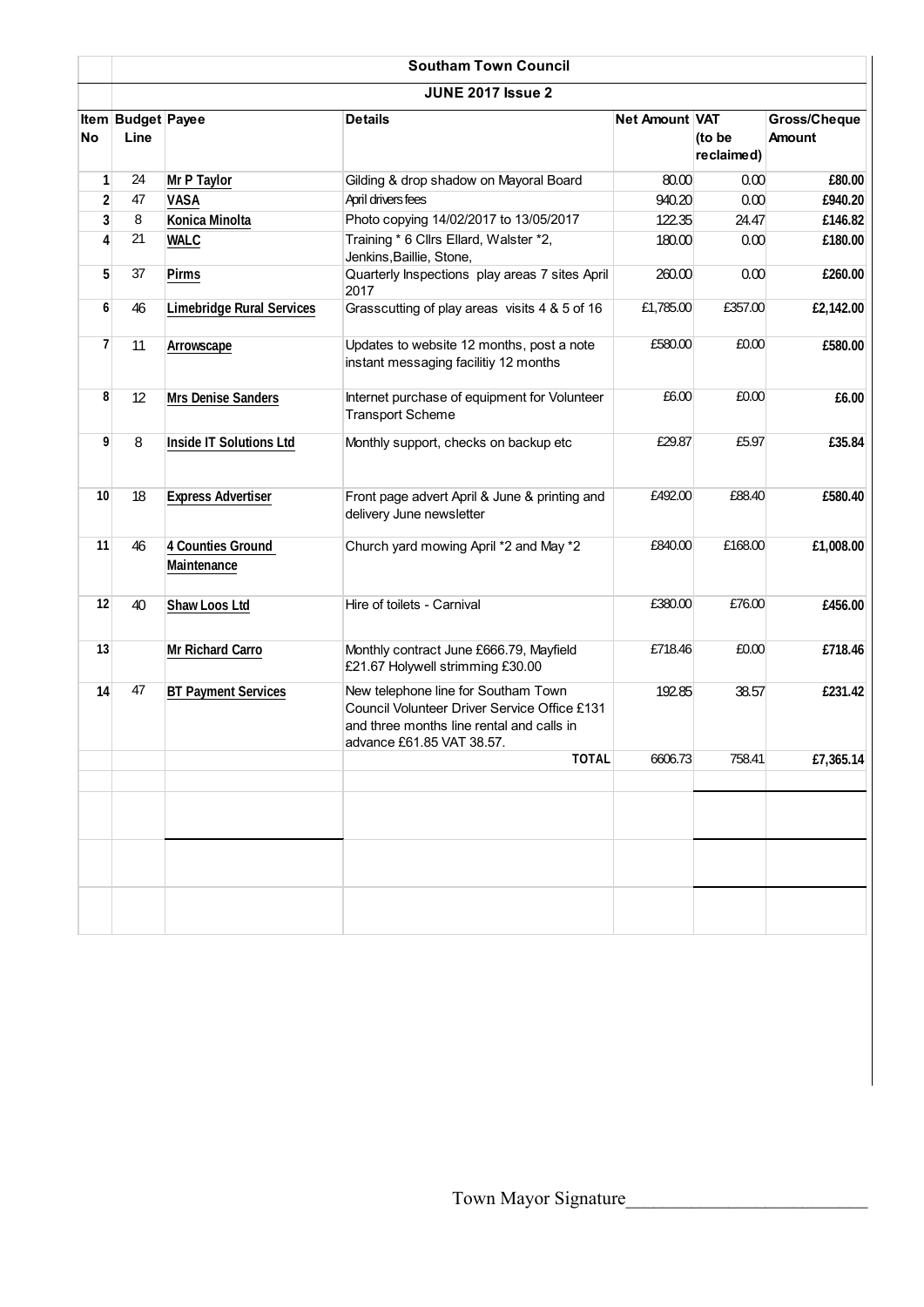| | | | | | | |
|---|---|---|---|---|---|---|
| | **Southam Town Council** | | | | | |
| | **JUNE 2017 Issue 2** | | | | | |
| **Item No** | **Budget Line** | **Payee** | **Details** | **Net Amount** | **VAT (to be reclaimed)** | **Gross/Cheque Amount** |
| 1 | 24 | Mr P Taylor | Gilding & drop shadow on Mayoral Board | 80.00 | 0.00 | £80.00 |
| 2 | 47 | VASA | April drivers fees | 940.20 | 0.00 | £940.20 |
| 3 | 8 | Konica Minolta | Photo copying 14/02/2017 to 13/05/2017 | 122.35 | 24.47 | £146.82 |
| 4 | 21 | WALC | Training * 6 Cllrs Ellard, Walster *2, Jenkins,Baillie, Stone, | 180.00 | 0.00 | £180.00 |
| 5 | 37 | Pirms | Quarterly Inspections play areas 7 sites April 2017 | 260.00 | 0.00 | £260.00 |
| 6 | 46 | Limebridge Rural Services | Grasscutting of play areas visits 4 & 5 of 16 | £1,785.00 | £357.00 | £2,142.00 |
| 7 | 11 | Arrowscape | Updates to website 12 months, post a note instant messaging facilitiy 12 months | £580.00 | £0.00 | £580.00 |
| 8 | 12 | Mrs Denise Sanders | Internet purchase of equipment for Volunteer Transport Scheme | £6.00 | £0.00 | £6.00 |
| 9 | 8 | Inside IT Solutions Ltd | Monthly support, checks on backup etc | £29.87 | £5.97 | £35.84 |
| 10 | 18 | Express Advertiser | Front page advert April & June & printing and delivery June newsletter | £492.00 | £88.40 | £580.40 |
| 11 | 46 | 4 Counties Ground Maintenance | Church yard mowing April *2 and May *2 | £840.00 | £168.00 | £1,008.00 |
| 12 | 40 | Shaw Loos Ltd | Hire of toilets - Carnival | £380.00 | £76.00 | £456.00 |
| 13 | | Mr Richard Carro | Monthly contract June £666.79, Mayfield £21.67 Holywell strimming £30.00 | £718.46 | £0.00 | £718.46 |
| 14 | 47 | BT Payment Services | New telephone line for Southam Town Council Volunteer Driver Service Office £131 and three months line rental and calls in advance £61.85 VAT 38.57. | 192.85 | 38.57 | £231.42 |
| | | | **TOTAL** | 6606.73 | 758.41 | £7,365.14 |

Town Mayor Signature__________________________